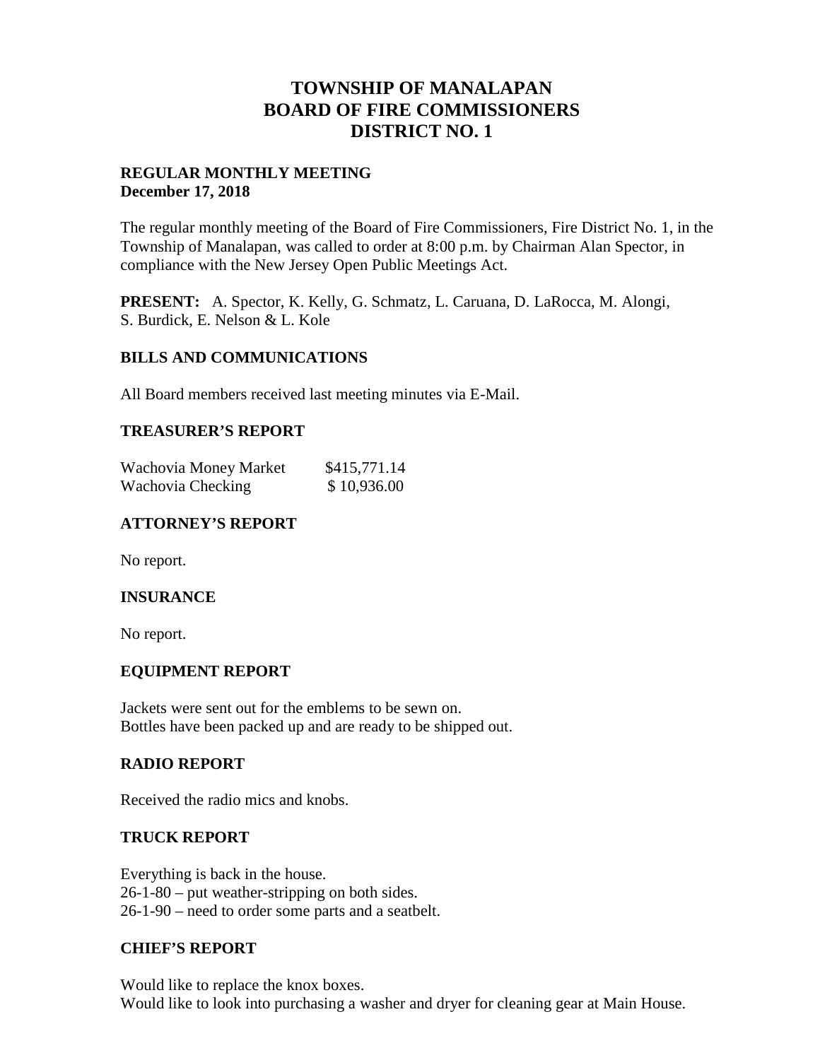# TOWNSHIP OF MANALAPAN
# BOARD OF FIRE COMMISSIONERS
# DISTRICT NO. 1

**REGULAR MONTHLY MEETING**
**December 17, 2018**

The regular monthly meeting of the Board of Fire Commissioners, Fire District No. 1, in the Township of Manalapan, was called to order at 8:00 p.m. by Chairman Alan Spector, in compliance with the New Jersey Open Public Meetings Act.

**PRESENT:** A. Spector, K. Kelly, G. Schmatz, L. Caruana, D. LaRocca, M. Alongi, S. Burdick, E. Nelson & L. Kole

## BILLS AND COMMUNICATIONS

All Board members received last meeting minutes via E-Mail.

## TREASURER'S REPORT

| | |
|---|---|
| Wachovia Money Market | $415,771.14 |
| Wachovia Checking | $ 10,936.00 |

## ATTORNEY'S REPORT

No report.

## INSURANCE

No report.

## EQUIPMENT REPORT

Jackets were sent out for the emblems to be sewn on.
Bottles have been packed up and are ready to be shipped out.

## RADIO REPORT

Received the radio mics and knobs.

## TRUCK REPORT

Everything is back in the house.
26-1-80 – put weather-stripping on both sides.
26-1-90 – need to order some parts and a seatbelt.

## CHIEF'S REPORT

Would like to replace the knox boxes.
Would like to look into purchasing a washer and dryer for cleaning gear at Main House.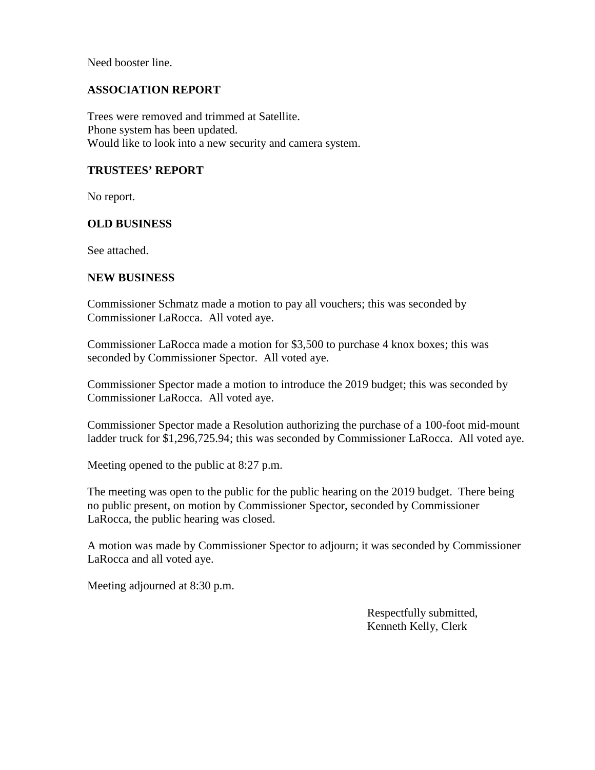Need booster line.

**ASSOCIATION REPORT**

Trees were removed and trimmed at Satellite.
Phone system has been updated.
Would like to look into a new security and camera system.

**TRUSTEES' REPORT**

No report.

**OLD BUSINESS**

See attached.

**NEW BUSINESS**

Commissioner Schmatz made a motion to pay all vouchers; this was seconded by Commissioner LaRocca. All voted aye.

Commissioner LaRocca made a motion for $3,500 to purchase 4 knox boxes; this was seconded by Commissioner Spector. All voted aye.

Commissioner Spector made a motion to introduce the 2019 budget; this was seconded by Commissioner LaRocca. All voted aye.

Commissioner Spector made a Resolution authorizing the purchase of a 100-foot mid-mount ladder truck for $1,296,725.94; this was seconded by Commissioner LaRocca. All voted aye.

Meeting opened to the public at 8:27 p.m.

The meeting was open to the public for the public hearing on the 2019 budget. There being no public present, on motion by Commissioner Spector, seconded by Commissioner LaRocca, the public hearing was closed.

A motion was made by Commissioner Spector to adjourn; it was seconded by Commissioner LaRocca and all voted aye.

Meeting adjourned at 8:30 p.m.

Respectfully submitted,
Kenneth Kelly, Clerk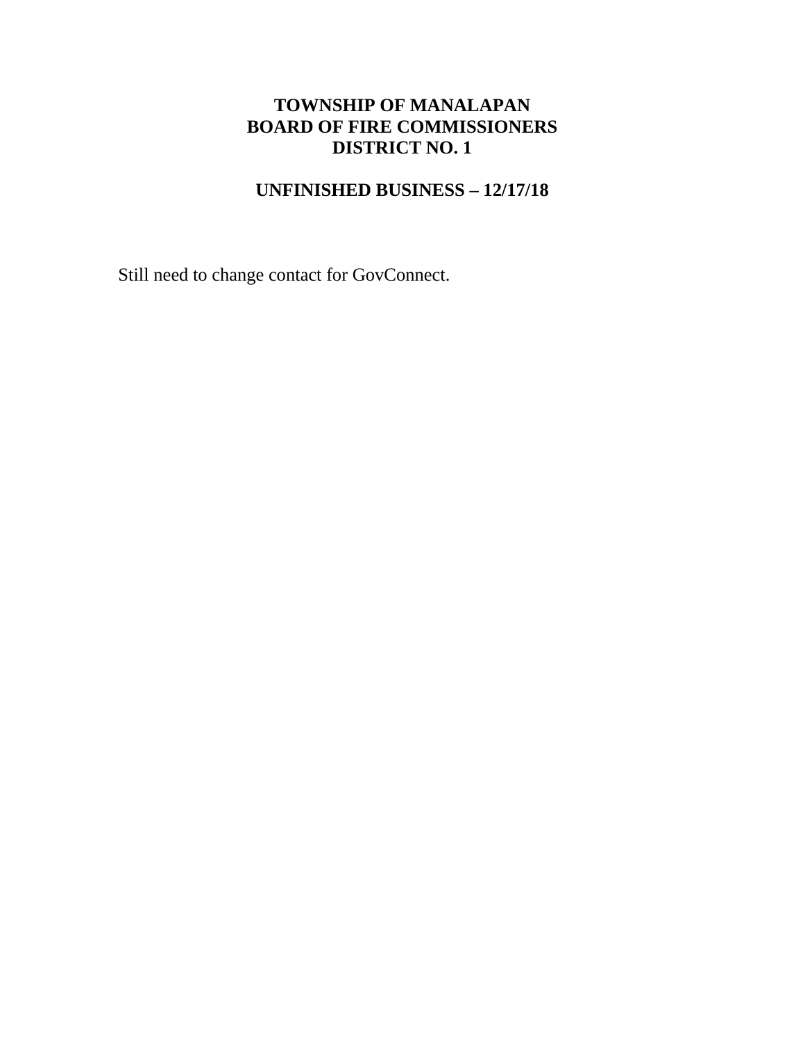**TOWNSHIP OF MANALAPAN**
**BOARD OF FIRE COMMISSIONERS**
**DISTRICT NO. 1**

**UNFINISHED BUSINESS – 12/17/18**

Still need to change contact for GovConnect.